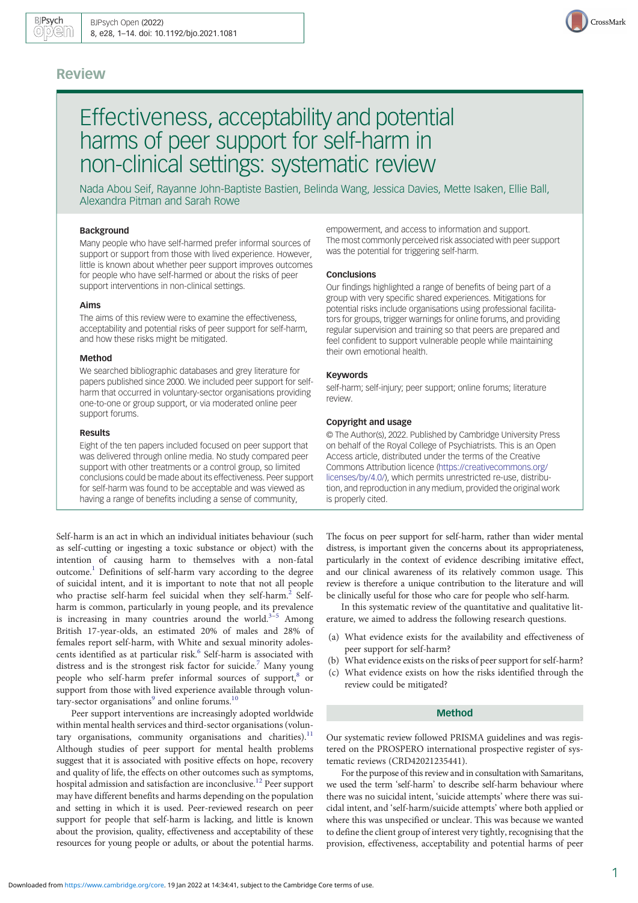## Review

# Effectiveness, acceptability and potential harms of peer support for self-harm in non-clinical settings: systematic review

Nada Abou Seif, Rayanne John-Baptiste Bastien, Belinda Wang, Jessica Davies, Mette Isaken, Ellie Ball, Alexandra Pitman and Sarah Rowe

### Background

Many people who have self-harmed prefer informal sources of support or support from those with lived experience. However, little is known about whether peer support improves outcomes for people who have self-harmed or about the risks of peer support interventions in non-clinical settings.

### Aims

The aims of this review were to examine the effectiveness, acceptability and potential risks of peer support for self-harm, and how these risks might be mitigated.

### Method

We searched bibliographic databases and grey literature for papers published since 2000. We included peer support for self-harm that occurred in voluntary-sector organisations providing one-to-one or group support, or via moderated online peer support forums.

### Results

Eight of the ten papers included focused on peer support that was delivered through online media. No study compared peer support with other treatments or a control group, so limited conclusions could be made about its effectiveness. Peer support for self-harm was found to be acceptable and was viewed as having a range of benefits including a sense of community, empowerment, and access to information and support. The most commonly perceived risk associated with peer support was the potential for triggering self-harm.

### Conclusions

Our findings highlighted a range of benefits of being part of a group with very specific shared experiences. Mitigations for potential risks include organisations using professional facilitators for groups, trigger warnings for online forums, and providing regular supervision and training so that peers are prepared and feel confident to support vulnerable people while maintaining their own emotional health.

### Keywords

self-harm; self-injury; peer support; online forums; literature review.

### Copyright and usage

© The Author(s), 2022. Published by Cambridge University Press on behalf of the Royal College of Psychiatrists. This is an Open Access article, distributed under the terms of the Creative Commons Attribution licence (https://creativecommons.org/licenses/by/4.0/), which permits unrestricted re-use, distribution, and reproduction in any medium, provided the original work is properly cited.

Self-harm is an act in which an individual initiates behaviour (such as self-cutting or ingesting a toxic substance or object) with the intention of causing harm to themselves with a non-fatal outcome.[1] Definitions of self-harm vary according to the degree of suicidal intent, and it is important to note that not all people who practise self-harm feel suicidal when they self-harm.[2] Self-harm is common, particularly in young people, and its prevalence is increasing in many countries around the world.[3–5] Among British 17-year-olds, an estimated 20% of males and 28% of females report self-harm, with White and sexual minority adolescents identified as at particular risk.[6] Self-harm is associated with distress and is the strongest risk factor for suicide.[7] Many young people who self-harm prefer informal sources of support,[8] or support from those with lived experience available through voluntary-sector organisations[9] and online forums.[10]

Peer support interventions are increasingly adopted worldwide within mental health services and third-sector organisations (voluntary organisations, community organisations and charities).[11] Although studies of peer support for mental health problems suggest that it is associated with positive effects on hope, recovery and quality of life, the effects on other outcomes such as symptoms, hospital admission and satisfaction are inconclusive.[12] Peer support may have different benefits and harms depending on the population and setting in which it is used. Peer-reviewed research on peer support for people that self-harm is lacking, and little is known about the provision, quality, effectiveness and acceptability of these resources for young people or adults, or about the potential harms. The focus on peer support for self-harm, rather than wider mental distress, is important given the concerns about its appropriateness, particularly in the context of evidence describing imitative effect, and our clinical awareness of its relatively common usage. This review is therefore a unique contribution to the literature and will be clinically useful for those who care for people who self-harm.

In this systematic review of the quantitative and qualitative literature, we aimed to address the following research questions.

(a) What evidence exists for the availability and effectiveness of peer support for self-harm?
(b) What evidence exists on the risks of peer support for self-harm?
(c) What evidence exists on how the risks identified through the review could be mitigated?

## Method

Our systematic review followed PRISMA guidelines and was registered on the PROSPERO international prospective register of systematic reviews (CRD42021235441).

For the purpose of this review and in consultation with Samaritans, we used the term 'self-harm' to describe self-harm behaviour where there was no suicidal intent, 'suicide attempts' where there was suicidal intent, and 'self-harm/suicide attempts' where both applied or where this was unspecified or unclear. This was because we wanted to define the client group of interest very tightly, recognising that the provision, effectiveness, acceptability and potential harms of peer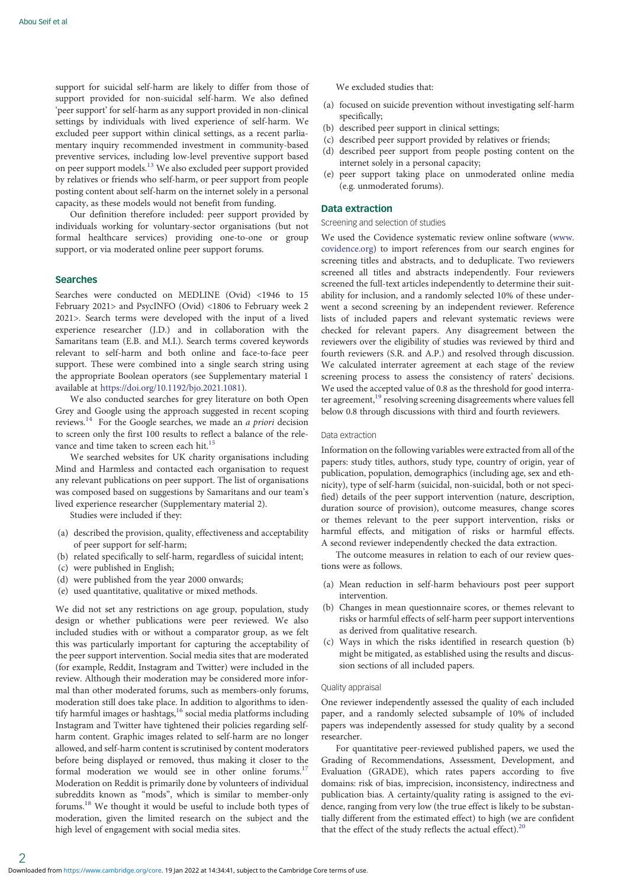support for suicidal self-harm are likely to differ from those of support provided for non-suicidal self-harm. We also defined 'peer support' for self-harm as any support provided in non-clinical settings by individuals with lived experience of self-harm. We excluded peer support within clinical settings, as a recent parliamentary inquiry recommended investment in community-based preventive services, including low-level preventive support based on peer support models.[13] We also excluded peer support provided by relatives or friends who self-harm, or peer support from people posting content about self-harm on the internet solely in a personal capacity, as these models would not benefit from funding.

Our definition therefore included: peer support provided by individuals working for voluntary-sector organisations (but not formal healthcare services) providing one-to-one or group support, or via moderated online peer support forums.

## Searches

Searches were conducted on MEDLINE (Ovid) <1946 to 15 February 2021> and PsycINFO (Ovid) <1806 to February week 2 2021>. Search terms were developed with the input of a lived experience researcher (J.D.) and in collaboration with the Samaritans team (E.B. and M.I.). Search terms covered keywords relevant to self-harm and both online and face-to-face peer support. These were combined into a single search string using the appropriate Boolean operators (see Supplementary material 1 available at https://doi.org/10.1192/bjo.2021.1081).

We also conducted searches for grey literature on both Open Grey and Google using the approach suggested in recent scoping reviews.[14] For the Google searches, we made an *a priori* decision to screen only the first 100 results to reflect a balance of the relevance and time taken to screen each hit.[15]

We searched websites for UK charity organisations including Mind and Harmless and contacted each organisation to request any relevant publications on peer support. The list of organisations was composed based on suggestions by Samaritans and our team's lived experience researcher (Supplementary material 2).

Studies were included if they:

(a) described the provision, quality, effectiveness and acceptability of peer support for self-harm;
(b) related specifically to self-harm, regardless of suicidal intent;
(c) were published in English;
(d) were published from the year 2000 onwards;
(e) used quantitative, qualitative or mixed methods.

We did not set any restrictions on age group, population, study design or whether publications were peer reviewed. We also included studies with or without a comparator group, as we felt this was particularly important for capturing the acceptability of the peer support intervention. Social media sites that are moderated (for example, Reddit, Instagram and Twitter) were included in the review. Although their moderation may be considered more informal than other moderated forums, such as members-only forums, moderation still does take place. In addition to algorithms to identify harmful images or hashtags,[16] social media platforms including Instagram and Twitter have tightened their policies regarding self-harm content. Graphic images related to self-harm are no longer allowed, and self-harm content is scrutinised by content moderators before being displayed or removed, thus making it closer to the formal moderation we would see in other online forums.[17] Moderation on Reddit is primarily done by volunteers of individual subreddits known as "mods", which is similar to member-only forums.[18] We thought it would be useful to include both types of moderation, given the limited research on the subject and the high level of engagement with social media sites.

We excluded studies that:

(a) focused on suicide prevention without investigating self-harm specifically;
(b) described peer support in clinical settings;
(c) described peer support provided by relatives or friends;
(d) described peer support from people posting content on the internet solely in a personal capacity;
(e) peer support taking place on unmoderated online media (e.g. unmoderated forums).

## Data extraction

### Screening and selection of studies

We used the Covidence systematic review online software (www.covidence.org) to import references from our search engines for screening titles and abstracts, and to deduplicate. Two reviewers screened all titles and abstracts independently. Four reviewers screened the full-text articles independently to determine their suitability for inclusion, and a randomly selected 10% of these underwent a second screening by an independent reviewer. Reference lists of included papers and relevant systematic reviews were checked for relevant papers. Any disagreement between the reviewers over the eligibility of studies was reviewed by third and fourth reviewers (S.R. and A.P.) and resolved through discussion. We calculated interrater agreement at each stage of the review screening process to assess the consistency of raters' decisions. We used the accepted value of 0.8 as the threshold for good interrater agreement,[19] resolving screening disagreements where values fell below 0.8 through discussions with third and fourth reviewers.

### Data extraction

Information on the following variables was extracted from all of the papers: study titles, authors, study type, country of origin, year of publication, population, demographics (including age, sex and ethnicity), type of self-harm (suicidal, non-suicidal, both or not specified) details of the peer support intervention (nature, description, duration source of provision), outcome measures, change scores or themes relevant to the peer support intervention, risks or harmful effects, and mitigation of risks or harmful effects. A second reviewer independently checked the data extraction.

The outcome measures in relation to each of our review questions were as follows.

(a) Mean reduction in self-harm behaviours post peer support intervention.
(b) Changes in mean questionnaire scores, or themes relevant to risks or harmful effects of self-harm peer support interventions as derived from qualitative research.
(c) Ways in which the risks identified in research question (b) might be mitigated, as established using the results and discussion sections of all included papers.

### Quality appraisal

One reviewer independently assessed the quality of each included paper, and a randomly selected subsample of 10% of included papers was independently assessed for study quality by a second researcher.

For quantitative peer-reviewed published papers, we used the Grading of Recommendations, Assessment, Development, and Evaluation (GRADE), which rates papers according to five domains: risk of bias, imprecision, inconsistency, indirectness and publication bias. A certainty/quality rating is assigned to the evidence, ranging from very low (the true effect is likely to be substantially different from the estimated effect) to high (we are confident that the effect of the study reflects the actual effect).[20]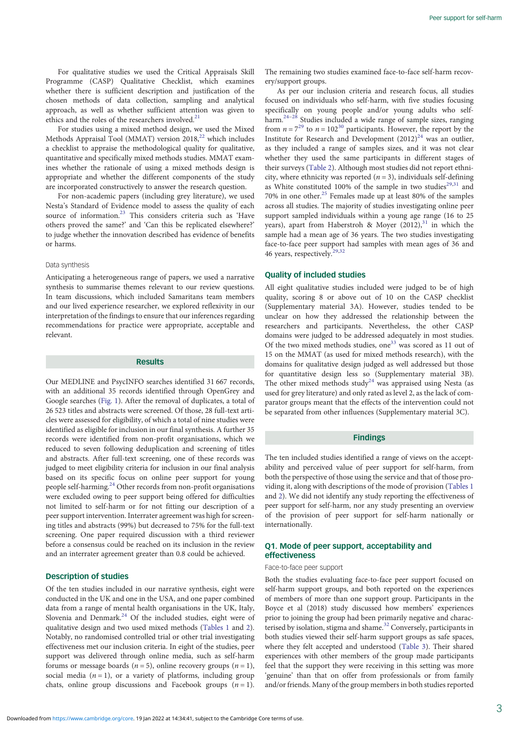For qualitative studies we used the Critical Appraisals Skill Programme (CASP) Qualitative Checklist, which examines whether there is sufficient description and justification of the chosen methods of data collection, sampling and analytical approach, as well as whether sufficient attention was given to ethics and the roles of the researchers involved.[21]

For studies using a mixed method design, we used the Mixed Methods Appraisal Tool (MMAT) version 2018,[22] which includes a checklist to appraise the methodological quality for qualitative, quantitative and specifically mixed methods studies. MMAT examines whether the rationale of using a mixed methods design is appropriate and whether the different components of the study are incorporated constructively to answer the research question.

For non-academic papers (including grey literature), we used Nesta's Standard of Evidence model to assess the quality of each source of information.[23] This considers criteria such as 'Have others proved the same?' and 'Can this be replicated elsewhere?' to judge whether the innovation described has evidence of benefits or harms.

### Data synthesis

Anticipating a heterogeneous range of papers, we used a narrative synthesis to summarise themes relevant to our review questions. In team discussions, which included Samaritans team members and our lived experience researcher, we explored reflexivity in our interpretation of the findings to ensure that our inferences regarding recommendations for practice were appropriate, acceptable and relevant.

## Results

Our MEDLINE and PsycINFO searches identified 31 667 records, with an additional 35 records identified through OpenGrey and Google searches (Fig. 1). After the removal of duplicates, a total of 26 523 titles and abstracts were screened. Of those, 28 full-text articles were assessed for eligibility, of which a total of nine studies were identified as eligible for inclusion in our final synthesis. A further 35 records were identified from non-profit organisations, which we reduced to seven following deduplication and screening of titles and abstracts. After full-text screening, one of these records was judged to meet eligibility criteria for inclusion in our final analysis based on its specific focus on online peer support for young people self-harming.[24] Other records from non-profit organisations were excluded owing to peer support being offered for difficulties not limited to self-harm or for not fitting our description of a peer support intervention. Interrater agreement was high for screening titles and abstracts (99%) but decreased to 75% for the full-text screening. One paper required discussion with a third reviewer before a consensus could be reached on its inclusion in the review and an interrater agreement greater than 0.8 could be achieved.

### Description of studies

Of the ten studies included in our narrative synthesis, eight were conducted in the UK and one in the USA, and one paper combined data from a range of mental health organisations in the UK, Italy, Slovenia and Denmark.[24] Of the included studies, eight were of qualitative design and two used mixed methods (Tables 1 and 2). Notably, no randomised controlled trial or other trial investigating effectiveness met our inclusion criteria. In eight of the studies, peer support was delivered through online media, such as self-harm forums or message boards ($n = 5$), online recovery groups ($n = 1$), social media ($n = 1$), or a variety of platforms, including group chats, online group discussions and Facebook groups ($n = 1$). The remaining two studies examined face-to-face self-harm recovery/support groups.

As per our inclusion criteria and research focus, all studies focused on individuals who self-harm, with five studies focusing specifically on young people and/or young adults who self-harm.[24–28] Studies included a wide range of sample sizes, ranging from $n = 7$[29] to $n = 102$[30] participants. However, the report by the Institute for Research and Development (2012)[24] was an outlier, as they included a range of samples sizes, and it was not clear whether they used the same participants in different stages of their surveys (Table 2). Although most studies did not report ethnicity, where ethnicity was reported ($n = 3$), individuals self-defining as White constituted 100% of the sample in two studies[29,31] and 70% in one other.[25] Females made up at least 80% of the samples across all studies. The majority of studies investigating online peer support sampled individuals within a young age range (16 to 25 years), apart from Haberstroh & Moyer (2012),[31] in which the sample had a mean age of 36 years. The two studies investigating face-to-face peer support had samples with mean ages of 36 and 46 years, respectively.[29,32]

### Quality of included studies

All eight qualitative studies included were judged to be of high quality, scoring 8 or above out of 10 on the CASP checklist (Supplementary material 3A). However, studies tended to be unclear on how they addressed the relationship between the researchers and participants. Nevertheless, the other CASP domains were judged to be addressed adequately in most studies. Of the two mixed methods studies, one[33] was scored as 11 out of 15 on the MMAT (as used for mixed methods research), with the domains for qualitative design judged as well addressed but those for quantitative design less so (Supplementary material 3B). The other mixed methods study[24] was appraised using Nesta (as used for grey literature) and only rated as level 2, as the lack of comparator groups meant that the effects of the intervention could not be separated from other influences (Supplementary material 3C).

## Findings

The ten included studies identified a range of views on the acceptability and perceived value of peer support for self-harm, from both the perspective of those using the service and that of those providing it, along with descriptions of the mode of provision (Tables 1 and 2). We did not identify any study reporting the effectiveness of peer support for self-harm, nor any study presenting an overview of the provision of peer support for self-harm nationally or internationally.

### Q1. Mode of peer support, acceptability and effectiveness

#### Face-to-face peer support

Both the studies evaluating face-to-face peer support focused on self-harm support groups, and both reported on the experiences of members of more than one support group. Participants in the Boyce et al (2018) study discussed how members' experiences prior to joining the group had been primarily negative and characterised by isolation, stigma and shame.[32] Conversely, participants in both studies viewed their self-harm support groups as safe spaces, where they felt accepted and understood (Table 3). Their shared experiences with other members of the group made participants feel that the support they were receiving in this setting was more 'genuine' than that on offer from professionals or from family and/or friends. Many of the group members in both studies reported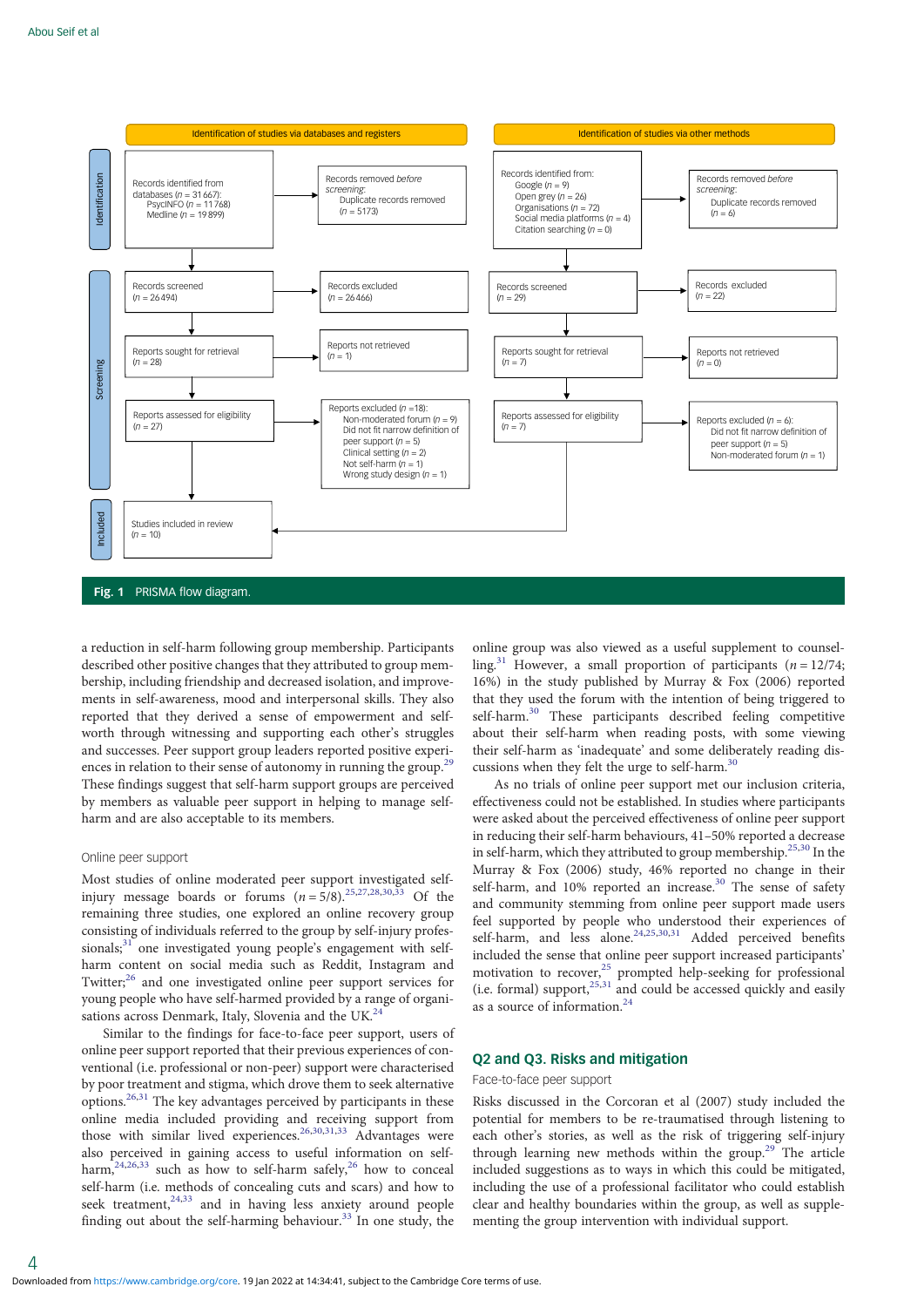**Identification of studies via databases and registers**

- Identification
  - Records identified from databases (n = 31 667): PsycINFO (n = 11 768), Medline (n = 19 899)
  - Records removed *before screening*: Duplicate records removed (n = 5173)
- Screening
  - Records screened (n = 26 494)
  - Records excluded (n = 26 466)
  - Reports sought for retrieval (n = 28)
  - Reports not retrieved (n = 1)
  - Reports assessed for eligibility (n = 27)
  - Reports excluded (n = 18): Non-moderated forum (n = 9); Did not fit narrow definition of peer support (n = 5); Clinical setting (n = 2); Not self-harm (n = 1); Wrong study design (n = 1)
- Included
  - Studies included in review (n = 10)

**Identification of studies via other methods**

- Records identified from: Google (n = 9); Open grey (n = 26); Organisations (n = 72); Social media platforms (n = 4); Citation searching (n = 0)
- Records removed *before screening*: Duplicate records removed (n = 6)
- Records screened (n = 29)
- Records excluded (n = 22)
- Reports sought for retrieval (n = 7)
- Reports not retrieved (n = 0)
- Reports assessed for eligibility (n = 7)
- Reports excluded (n = 6): Did not fit narrow definition of peer support (n = 5); Non-moderated forum (n = 1)

**Fig. 1** PRISMA flow diagram.

a reduction in self-harm following group membership. Participants described other positive changes that they attributed to group membership, including friendship and decreased isolation, and improvements in self-awareness, mood and interpersonal skills. They also reported that they derived a sense of empowerment and self-worth through witnessing and supporting each other's struggles and successes. Peer support group leaders reported positive experiences in relation to their sense of autonomy in running the group.[29] These findings suggest that self-harm support groups are perceived by members as valuable peer support in helping to manage self-harm and are also acceptable to its members.

### Online peer support

Most studies of online moderated peer support investigated self-injury message boards or forums (n = 5/8).[25,27,28,30,33] Of the remaining three studies, one explored an online recovery group consisting of individuals referred to the group by self-injury professionals;[31] one investigated young people's engagement with self-harm content on social media such as Reddit, Instagram and Twitter;[26] and one investigated online peer support services for young people who have self-harmed provided by a range of organisations across Denmark, Italy, Slovenia and the UK.[24]

Similar to the findings for face-to-face peer support, users of online peer support reported that their previous experiences of conventional (i.e. professional or non-peer) support were characterised by poor treatment and stigma, which drove them to seek alternative options.[26,31] The key advantages perceived by participants in these online media included providing and receiving support from those with similar lived experiences.[26,30,31,33] Advantages were also perceived in gaining access to useful information on self-harm,[24,26,33] such as how to self-harm safely,[26] how to conceal self-harm (i.e. methods of concealing cuts and scars) and how to seek treatment,[24,33] and in having less anxiety around people finding out about the self-harming behaviour.[33] In one study, the online group was also viewed as a useful supplement to counselling.[31] However, a small proportion of participants (n = 12/74; 16%) in the study published by Murray & Fox (2006) reported that they used the forum with the intention of being triggered to self-harm.[30] These participants described feeling competitive about their self-harm when reading posts, with some viewing their self-harm as 'inadequate' and some deliberately reading discussions when they felt the urge to self-harm.[30]

As no trials of online peer support met our inclusion criteria, effectiveness could not be established. In studies where participants were asked about the perceived effectiveness of online peer support in reducing their self-harm behaviours, 41–50% reported a decrease in self-harm, which they attributed to group membership.[25,30] In the Murray & Fox (2006) study, 46% reported no change in their self-harm, and 10% reported an increase.[30] The sense of safety and community stemming from online peer support made users feel supported by people who understood their experiences of self-harm, and less alone.[24,25,30,31] Added perceived benefits included the sense that online peer support increased participants' motivation to recover,[25] prompted help-seeking for professional (i.e. formal) support,[25,31] and could be accessed quickly and easily as a source of information.[24]

## Q2 and Q3. Risks and mitigation

### Face-to-face peer support

Risks discussed in the Corcoran et al (2007) study included the potential for members to be re-traumatised through listening to each other's stories, as well as the risk of triggering self-injury through learning new methods within the group.[29] The article included suggestions as to ways in which this could be mitigated, including the use of a professional facilitator who could establish clear and healthy boundaries within the group, as well as supplementing the group intervention with individual support.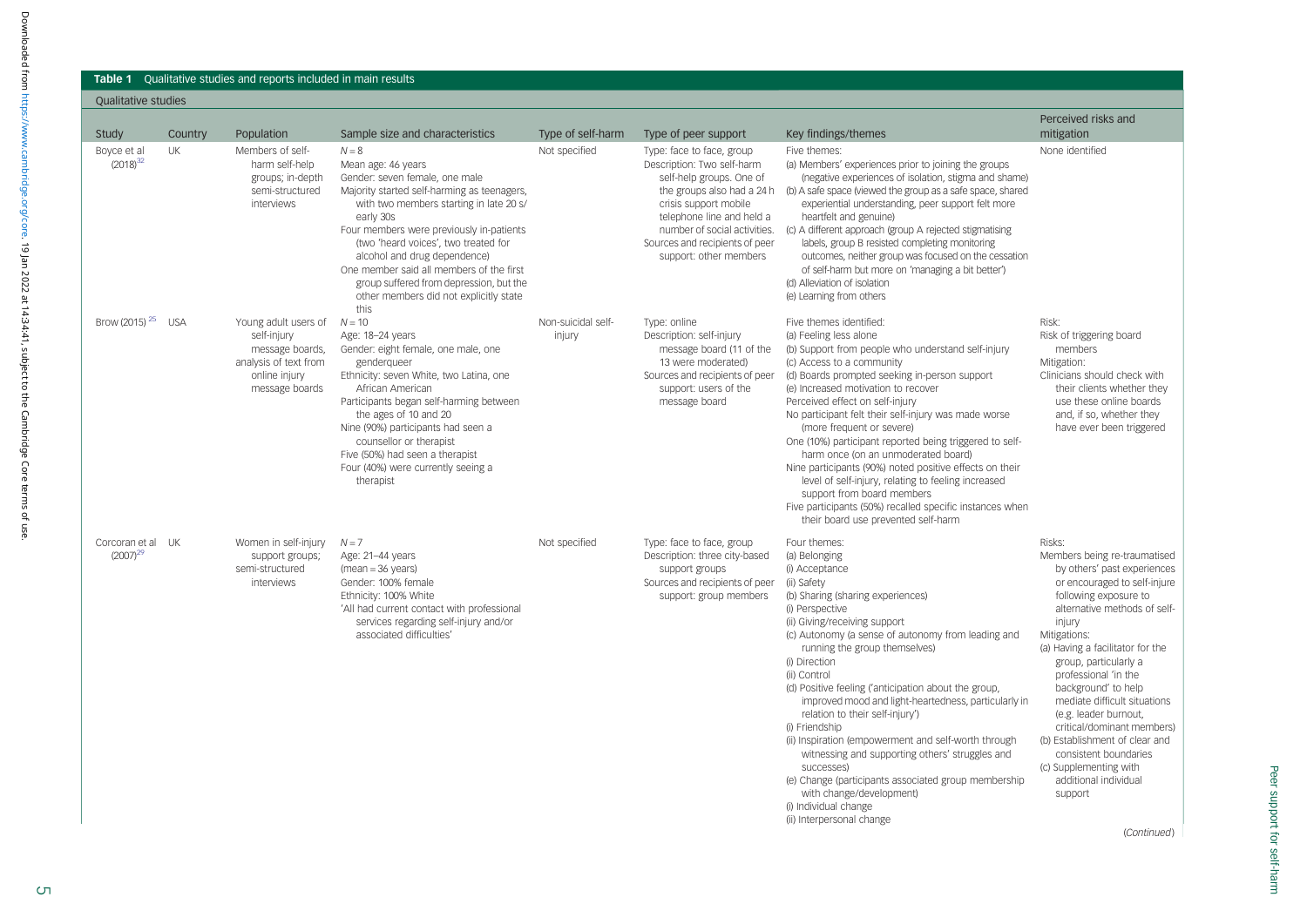**Table 1** Qualitative studies and reports included in main results

| Study | Country | Population | Sample size and characteristics | Type of self-harm | Type of peer support | Key findings/themes | Perceived risks and mitigation |
|---|---|---|---|---|---|---|---|
| **Qualitative studies** | | | | | | | |
| Boyce et al (2018)[32] | UK | Members of self-harm self-help groups; in-depth semi-structured interviews | $N = 8$<br>Mean age: 46 years<br>Gender: seven female, one male<br>Majority started self-harming as teenagers, with two members starting in late 20 s/ early 30s<br>Four members were previously in-patients (two 'heard voices', two treated for alcohol and drug dependence)<br>One member said all members of the first group suffered from depression, but the other members did not explicitly state this | Not specified | Type: face to face, group<br>Description: Two self-harm self-help groups. One of the groups also had a 24 h crisis support mobile telephone line and held a number of social activities.<br>Sources and recipients of peer support: other members | Five themes:<br>(a) Members' experiences prior to joining the groups (negative experiences of isolation, stigma and shame)<br>(b) A safe space (viewed the group as a safe space, shared experiential understanding, peer support felt more heartfelt and genuine)<br>(c) A different approach (group A rejected stigmatising labels, group B resisted completing monitoring outcomes, neither group was focused on the cessation of self-harm but more on 'managing a bit better')<br>(d) Alleviation of isolation<br>(e) Learning from others | None identified |
| Brow (2015)[25] | USA | Young adult users of self-injury message boards, analysis of text from online injury message boards | $N = 10$<br>Age: 18–24 years<br>Gender: eight female, one male, one genderqueer<br>Ethnicity: seven White, two Latina, one African American<br>Participants began self-harming between the ages of 10 and 20<br>Nine (90%) participants had seen a counsellor or therapist<br>Five (50%) had seen a therapist<br>Four (40%) were currently seeing a therapist | Non-suicidal self-injury | Type: online<br>Description: self-injury message board (11 of the 13 were moderated)<br>Sources and recipients of peer support: users of the message board | Five themes identified:<br>(a) Feeling less alone<br>(b) Support from people who understand self-injury<br>(c) Access to a community<br>(d) Boards prompted seeking in-person support<br>(e) Increased motivation to recover<br>Perceived effect on self-injury<br>No participant felt their self-injury was made worse (more frequent or severe)<br>One (10%) participant reported being triggered to self-harm once (on an unmoderated board)<br>Nine participants (90%) noted positive effects on their level of self-injury, relating to feeling increased support from board members<br>Five participants (50%) recalled specific instances when their board use prevented self-harm | Risk:<br>Risk of triggering board members<br>Mitigation:<br>Clinicians should check with their clients whether they use these online boards and, if so, whether they have ever been triggered |
| Corcoran et al (2007)[29] | UK | Women in self-injury support groups; semi-structured interviews | $N = 7$<br>Age: 21–44 years (mean = 36 years)<br>Gender: 100% female<br>Ethnicity: 100% White<br>'All had current contact with professional services regarding self-injury and/or associated difficulties' | Not specified | Type: face to face, group<br>Description: three city-based support groups<br>Sources and recipients of peer support: group members | Four themes:<br>(a) Belonging<br>(i) Acceptance<br>(ii) Safety<br>(b) Sharing (sharing experiences)<br>(i) Perspective<br>(ii) Giving/receiving support<br>(c) Autonomy (a sense of autonomy from leading and running the group themselves)<br>(i) Direction<br>(ii) Control<br>(d) Positive feeling ('anticipation about the group, improved mood and light-heartedness, particularly in relation to their self-injury')<br>(i) Friendship<br>(ii) Inspiration (empowerment and self-worth through witnessing and supporting others' struggles and successes)<br>(e) Change (participants associated group membership with change/development)<br>(i) Individual change<br>(ii) Interpersonal change | Risks:<br>Members being re-traumatised by others' past experiences or encouraged to self-injure following exposure to alternative methods of self-injury<br>Mitigations:<br>(a) Having a facilitator for the group, particularly a professional 'in the background' to help mediate difficult situations (e.g. leader burnout, critical/dominant members)<br>(b) Establishment of clear and consistent boundaries<br>(c) Supplementing with additional individual support |

(*Continued*)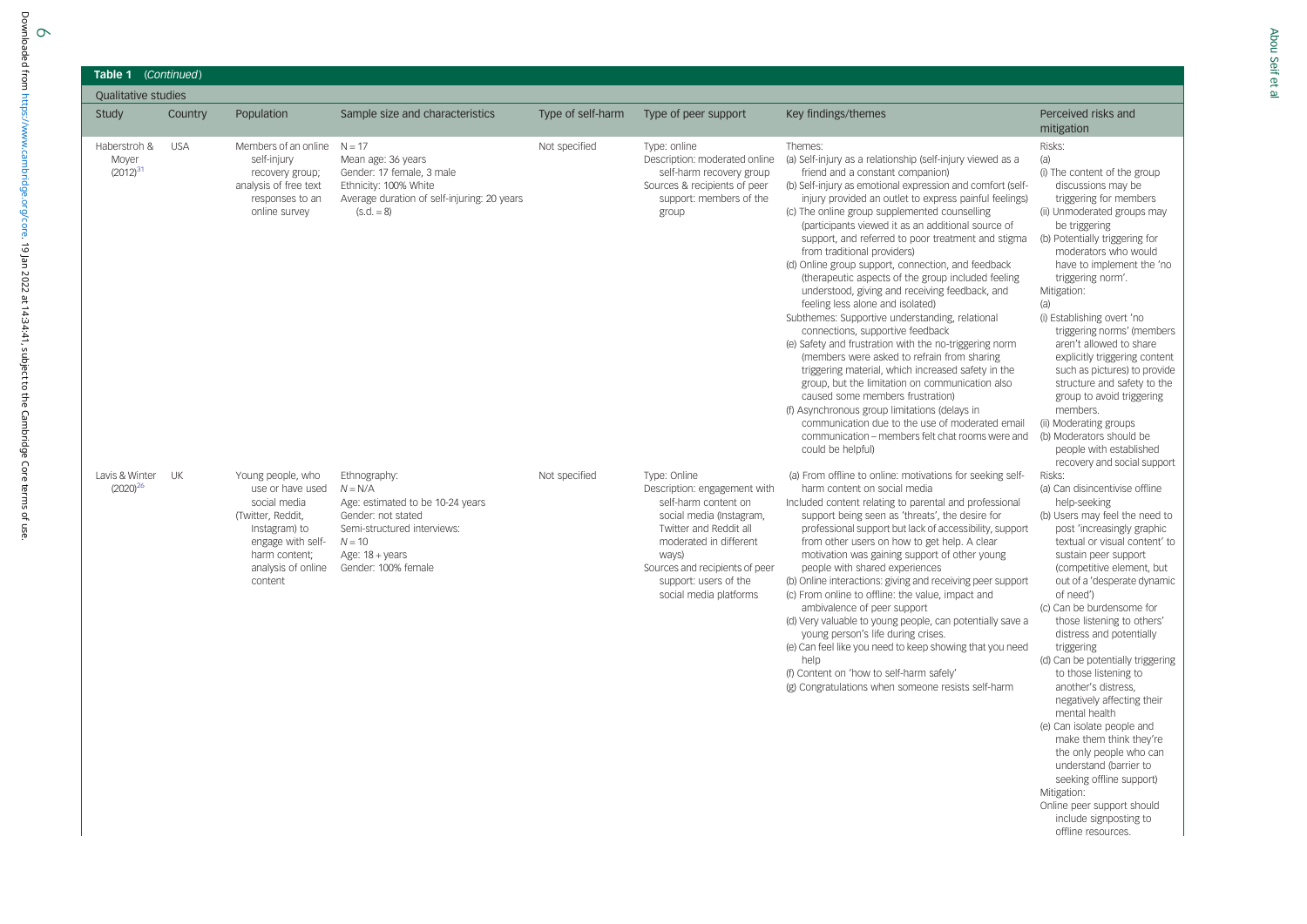**Table 1** (*Continued*)

| Qualitative studies | | | | | | | |
|---|---|---|---|---|---|---|---|
| Study | Country | Population | Sample size and characteristics | Type of self-harm | Type of peer support | Key findings/themes | Perceived risks and mitigation |
| Haberstroh & Moyer (2012)[31] | USA | Members of an online self-injury recovery group; analysis of free text responses to an online survey | N = 17<br>Mean age: 36 years<br>Gender: 17 female, 3 male<br>Ethnicity: 100% White<br>Average duration of self-injuring: 20 years (s.d. = 8) | Not specified | Type: online<br>Description: moderated online self-harm recovery group<br>Sources & recipients of peer support: members of the group | Themes:<br>(a) Self-injury as a relationship (self-injury viewed as a friend and a constant companion)<br>(b) Self-injury as emotional expression and comfort (self-injury provided an outlet to express painful feelings)<br>(c) The online group supplemented counselling (participants viewed it as an additional source of support, and referred to poor treatment and stigma from traditional providers)<br>(d) Online group support, connection, and feedback (therapeutic aspects of the group included feeling understood, giving and receiving feedback, and feeling less alone and isolated)<br>Subthemes: Supportive understanding, relational connections, supportive feedback<br>(e) Safety and frustration with the no-triggering norm (members were asked to refrain from sharing triggering material, which increased safety in the group, but the limitation on communication also caused some members frustration)<br>(f) Asynchronous group limitations (delays in communication due to the use of moderated email communication – members felt chat rooms were and could be helpful) | Risks:<br>(a)<br>(i) The content of the group discussions may be triggering for members<br>(ii) Unmoderated groups may be triggering<br>(b) Potentially triggering for moderators who would have to implement the 'no triggering norm'.<br>Mitigation:<br>(a)<br>(i) Establishing overt 'no triggering norms' (members aren't allowed to share explicitly triggering content such as pictures) to provide structure and safety to the group to avoid triggering members.<br>(ii) Moderating groups<br>(b) Moderators should be people with established recovery and social support |
| Lavis & Winter (2020)[26] | UK | Young people, who use or have used social media (Twitter, Reddit, Instagram) to engage with self-harm content; analysis of online content | Ethnography:<br>N = N/A<br>Age: estimated to be 10-24 years<br>Gender: not stated<br>Semi-structured interviews:<br>N = 10<br>Age: 18 + years<br>Gender: 100% female | Not specified | Type: Online<br>Description: engagement with self-harm content on social media (Instagram, Twitter and Reddit all moderated in different ways)<br>Sources and recipients of peer support: users of the social media platforms | (a) From offline to online: motivations for seeking self-harm content on social media<br>Included content relating to parental and professional support being seen as 'threats', the desire for professional support but lack of accessibility, support from other users on how to get help. A clear motivation was gaining support of other young people with shared experiences<br>(b) Online interactions: giving and receiving peer support<br>(c) From online to offline: the value, impact and ambivalence of peer support<br>(d) Very valuable to young people, can potentially save a young person's life during crises.<br>(e) Can feel like you need to keep showing that you need help<br>(f) Content on 'how to self-harm safely'<br>(g) Congratulations when someone resists self-harm | Risks:<br>(a) Can disincentivise offline help-seeking<br>(b) Users may feel the need to post 'increasingly graphic textual or visual content' to sustain peer support (competitive element, but out of a 'desperate dynamic of need')<br>(c) Can be burdensome for those listening to others' distress and potentially triggering<br>(d) Can be potentially triggering to those listening to another's distress, negatively affecting their mental health<br>(e) Can isolate people and make them think they're the only people who can understand (barrier to seeking offline support)<br>Mitigation:<br>Online peer support should include signposting to offline resources. |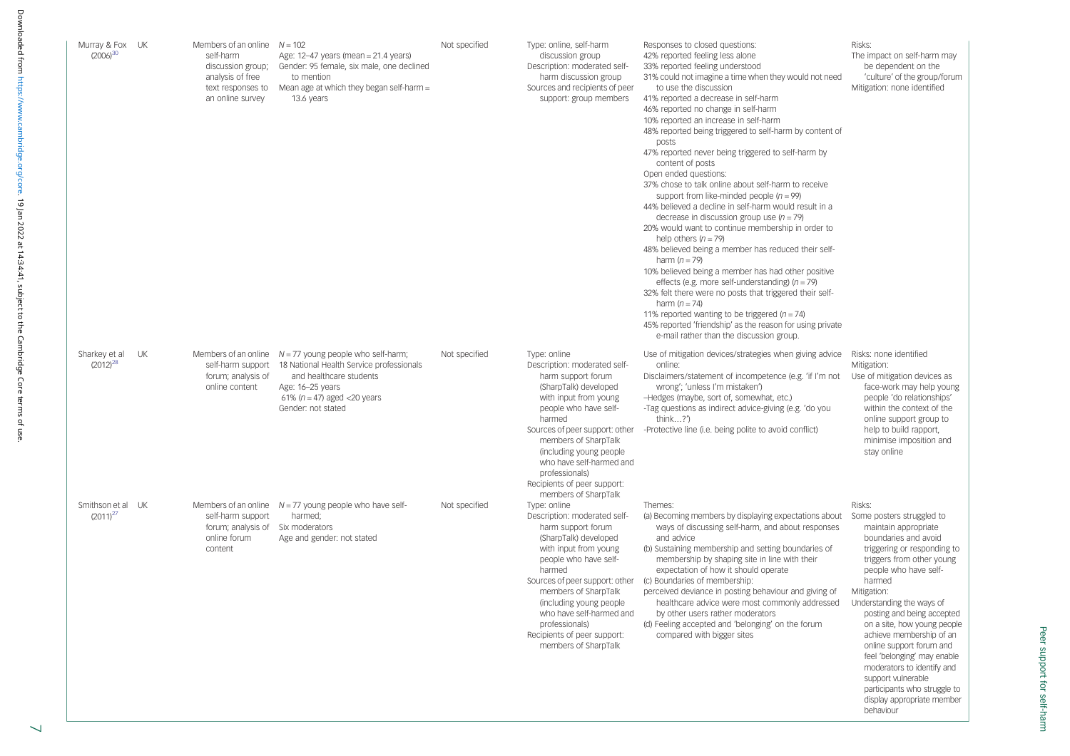| | | | | | | | |
|---|---|---|---|---|---|---|---|
| Murray & Fox (2006)[30] | UK | Members of an online self-harm discussion group; analysis of free text responses to an online survey | N = 102<br>Age: 12–47 years (mean = 21.4 years)<br>Gender: 95 female, six male, one declined to mention<br>Mean age at which they began self-harm = 13.6 years | Not specified | Type: online, self-harm discussion group<br>Description: moderated self-harm discussion group<br>Sources and recipients of peer support: group members | Responses to closed questions:<br>42% reported feeling less alone<br>33% reported feeling understood<br>31% could not imagine a time when they would not need to use the discussion<br>41% reported a decrease in self-harm<br>46% reported no change in self-harm<br>10% reported an increase in self-harm<br>48% reported being triggered to self-harm by content of posts<br>47% reported never being triggered to self-harm by content of posts<br>Open ended questions:<br>37% chose to talk online about self-harm to receive support from like-minded people (n = 99)<br>44% believed a decline in self-harm would result in a decrease in discussion group use (n = 79)<br>20% would want to continue membership in order to help others (n = 79)<br>48% believed being a member has reduced their self-harm (n = 79)<br>10% believed being a member has had other positive effects (e.g. more self-understanding) (n = 79)<br>32% felt there were no posts that triggered their self-harm (n = 74)<br>11% reported wanting to be triggered (n = 74)<br>45% reported 'friendship' as the reason for using private e-mail rather than the discussion group. | Risks:<br>The impact on self-harm may be dependent on the 'culture' of the group/forum<br>Mitigation: none identified |
| Sharkey et al (2012)[28] | UK | Members of an online self-harm support forum; analysis of online content | N = 77 young people who self-harm;<br>18 National Health Service professionals and healthcare students<br>Age: 16–25 years<br>61% (n = 47) aged <20 years<br>Gender: not stated | Not specified | Type: online<br>Description: moderated self-harm support forum (SharpTalk) developed with input from young people who have self-harmed<br>Sources of peer support: other members of SharpTalk (including young people who have self-harmed and professionals)<br>Recipients of peer support: members of SharpTalk | Use of mitigation devices/strategies when giving advice online:<br>Disclaimers/statement of incompetence (e.g. 'if I'm not wrong'; 'unless I'm mistaken')<br>–Hedges (maybe, sort of, somewhat, etc.)<br>-Tag questions as indirect advice-giving (e.g. 'do you think…?')<br>-Protective line (i.e. being polite to avoid conflict) | Risks: none identified<br>Mitigation:<br>Use of mitigation devices as face-work may help young people 'do relationships' within the context of the online support group to help to build rapport, minimise imposition and stay online |
| Smithson et al (2011)[27] | UK | Members of an online self-harm support forum; analysis of online forum content | N = 77 young people who have self-harmed;<br>Six moderators<br>Age and gender: not stated | Not specified | Type: online<br>Description: moderated self-harm support forum (SharpTalk) developed with input from young people who have self-harmed<br>Sources of peer support: other members of SharpTalk (including young people who have self-harmed and professionals)<br>Recipients of peer support: members of SharpTalk | Themes:<br>(a) Becoming members by displaying expectations about ways of discussing self-harm, and about responses and advice<br>(b) Sustaining membership and setting boundaries of membership by shaping site in line with their expectation of how it should operate<br>(c) Boundaries of membership:<br>perceived deviance in posting behaviour and giving of healthcare advice were most commonly addressed by other users rather moderators<br>(d) Feeling accepted and 'belonging' on the forum compared with bigger sites | Risks:<br>Some posters struggled to maintain appropriate boundaries and avoid triggering or responding to triggers from other young people who have self-harmed<br>Mitigation:<br>Understanding the ways of posting and being accepted on a site, how young people achieve membership of an online support forum and feel 'belonging' may enable moderators to identify and support vulnerable participants who struggle to display appropriate member behaviour |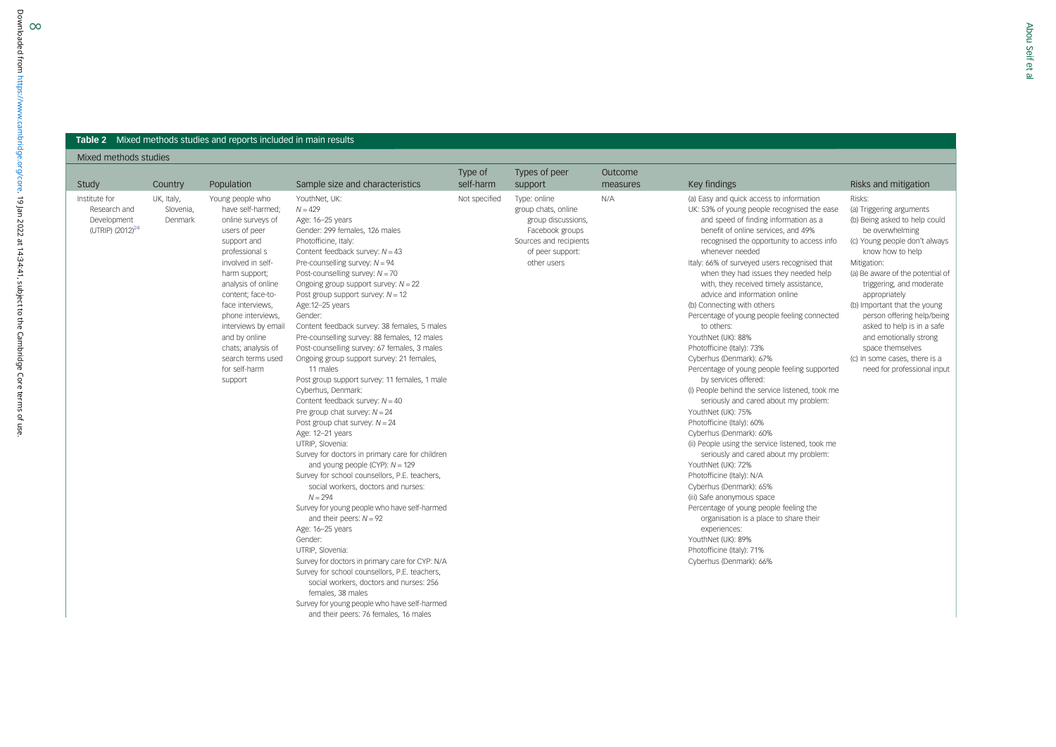**Table 2** Mixed methods studies and reports included in main results

| Mixed methods studies | | | | | | | | |
|---|---|---|---|---|---|---|---|---|
| Study | Country | Population | Sample size and characteristics | Type of self-harm | Types of peer support | Outcome measures | Key findings | Risks and mitigation |
| Institute for Research and Development (UTRIP) (2012)[24] | UK, Italy, Slovenia, Denmark | Young people who have self-harmed; online surveys of users of peer support and professional s involved in self-harm support; analysis of online content; face-to-face interviews, phone interviews, interviews by email and by online chats; analysis of search terms used for self-harm support | YouthNet, UK: $N = 429$ Age: 16–25 years Gender: 299 females, 126 males Photofficine, Italy: Content feedback survey: $N = 43$ Pre-counselling survey: $N = 94$ Post-counselling survey: $N = 70$ Ongoing group support survey: $N = 22$ Post group support survey: $N = 12$ Age:12–25 years Gender: Content feedback survey: 38 females, 5 males Pre-counselling survey: 88 females, 12 males Post-counselling survey: 67 females, 3 males Ongoing group support survey: 21 females, 11 males Post group support survey: 11 females, 1 male Cyberhus, Denmark: Content feedback survey: $N = 40$ Pre group chat survey: $N = 24$ Post group chat survey: $N = 24$ Age: 12–21 years UTRIP, Slovenia: Survey for doctors in primary care for children and young people (CYP): $N = 129$ Survey for school counsellors, P.E. teachers, social workers, doctors and nurses: $N = 294$ Survey for young people who have self-harmed and their peers: $N = 92$ Age: 16–25 years Gender: UTRIP, Slovenia: Survey for doctors in primary care for CYP: N/A Survey for school counsellors, P.E. teachers, social workers, doctors and nurses: 256 females, 38 males Survey for young people who have self-harmed and their peers: 76 females, 16 males | Not specified | Type: online group chats, online group discussions, Facebook groups Sources and recipients of peer support: other users | N/A | (a) Easy and quick access to information UK: 53% of young people recognised the ease and speed of finding information as a benefit of online services, and 49% recognised the opportunity to access info whenever needed Italy: 66% of surveyed users recognised that when they had issues they needed help with, they received timely assistance, advice and information online (b) Connecting with others Percentage of young people feeling connected to others: YouthNet (UK): 88% Photofficine (Italy): 73% Cyberhus (Denmark): 67% Percentage of young people feeling supported by services offered: (i) People behind the service listened, took me seriously and cared about my problem: YouthNet (UK): 75% Photofficine (Italy): 60% Cyberhus (Denmark): 60% (ii) People using the service listened, took me seriously and cared about my problem: YouthNet (UK): 72% Photofficine (Italy): N/A Cyberhus (Denmark): 65% (iii) Safe anonymous space Percentage of young people feeling the organisation is a place to share their experiences: YouthNet (UK): 89% Photofficine (Italy): 71% Cyberhus (Denmark): 66% | Risks: (a) Triggering arguments (b) Being asked to help could be overwhelming (c) Young people don't always know how to help Mitigation: (a) Be aware of the potential of triggering, and moderate appropriately (b) Important that the young person offering help/being asked to help is in a safe and emotionally strong space themselves (c) In some cases, there is a need for professional input |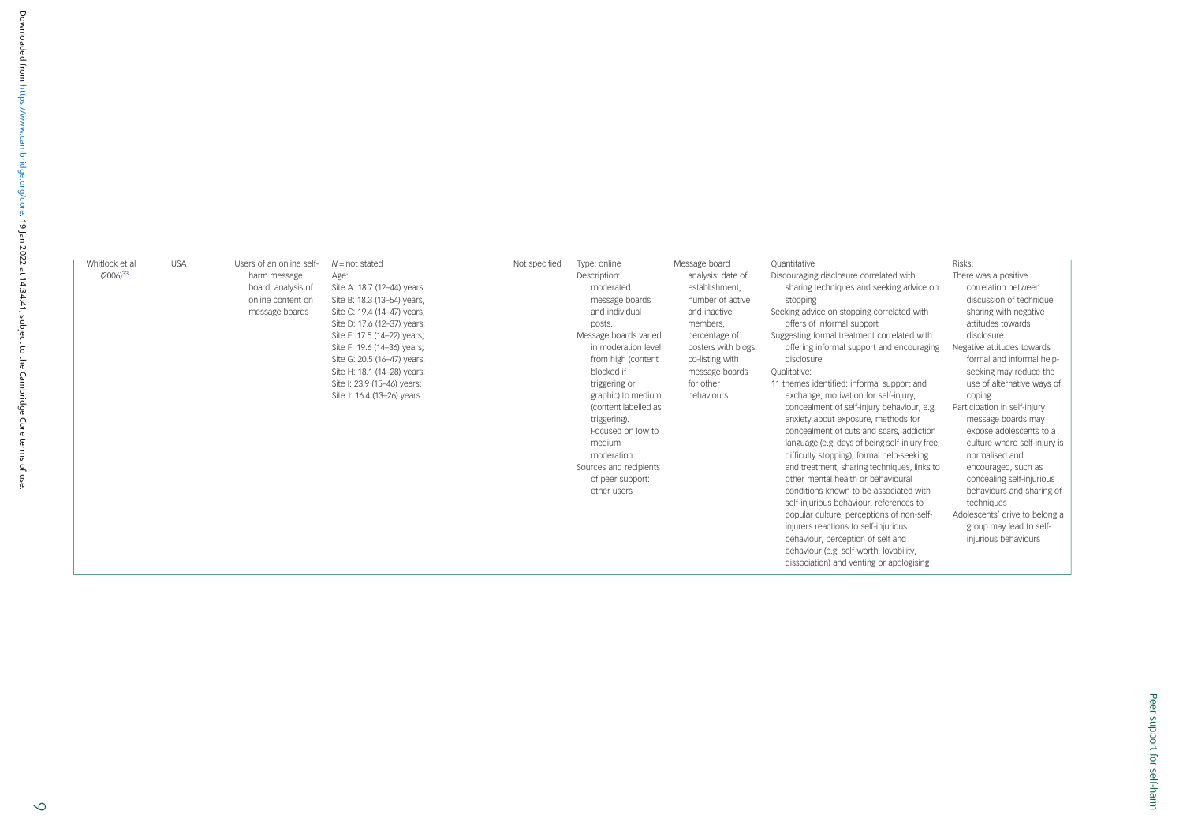| | | | | | | | | |
|---|---|---|---|---|---|---|---|---|
| Whitlock et al (2006)[33] | USA | Users of an online self-harm message board; analysis of online content on message boards | $N$ = not stated<br>Age:<br>Site A: 18.7 (12–44) years;<br>Site B: 18.3 (13–54) years,<br>Site C: 19.4 (14–47) years;<br>Site D: 17.6 (12–37) years;<br>Site E: 17.5 (14–22) years;<br>Site F: 19.6 (14–36) years;<br>Site G: 20.5 (16–47) years;<br>Site H: 18.1 (14–28) years;<br>Site I: 23.9 (15–46) years;<br>Site J: 16.4 (13–26) years | Not specified | Type: online<br>Description: moderated message boards and individual posts.<br>Message boards varied in moderation level from high (content blocked if triggering or graphic) to medium (content labelled as triggering). Focused on low to medium moderation<br>Sources and recipients of peer support: other users | Message board analysis: date of establishment, number of active and inactive members, percentage of posters with blogs, co-listing with message boards for other behaviours | Quantitative<br>Discouraging disclosure correlated with sharing techniques and seeking advice on stopping<br>Seeking advice on stopping correlated with offers of informal support<br>Suggesting formal treatment correlated with offering informal support and encouraging disclosure<br>Qualitative:<br>11 themes identified: informal support and exchange, motivation for self-injury, concealment of self-injury behaviour, e.g. anxiety about exposure, methods for concealment of cuts and scars, addiction language (e.g. days of being self-injury free, difficulty stopping), formal help-seeking and treatment, sharing techniques, links to other mental health or behavioural conditions known to be associated with self-injurious behaviour, references to popular culture, perceptions of non-self-injurers reactions to self-injurious behaviour, perception of self and behaviour (e.g. self-worth, lovability, dissociation) and venting or apologising | Risks:<br>There was a positive correlation between discussion of technique sharing with negative attitudes towards disclosure.<br>Negative attitudes towards formal and informal help-seeking may reduce the use of alternative ways of coping<br>Participation in self-injury message boards may expose adolescents to a culture where self-injury is normalised and encouraged, such as concealing self-injurious behaviours and sharing of techniques<br>Adolescents' drive to belong a group may lead to self-injurious behaviours |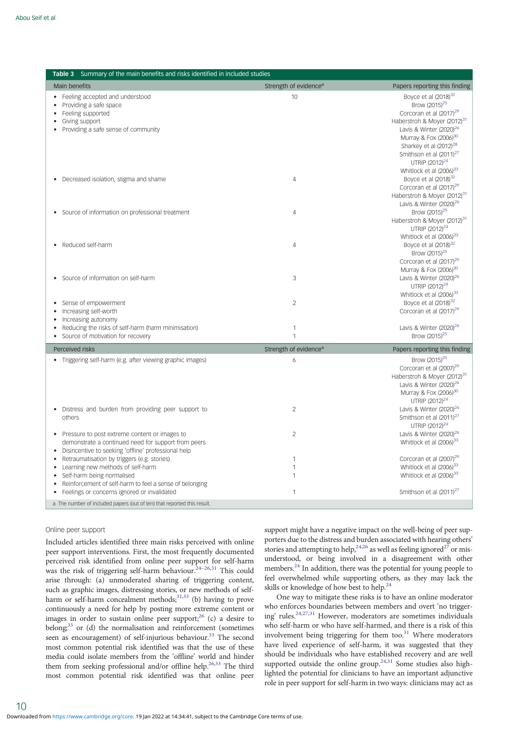**Table 3** Summary of the main benefits and risks identified in included studies

| Main benefits | Strength of evidence[a] | Papers reporting this finding |
|---|---|---|
| • Feeling accepted and understood<br>• Providing a safe space<br>• Feeling supported<br>• Giving support<br>• Providing a safe sense of community | 10 | Boyce et al (2018)[32]<br>Brow (2015)[25]<br>Corcoran et al (2017)[29]<br>Haberstroh & Moyer (2012)[31]<br>Lavis & Winter (2020)[26]<br>Murray & Fox (2006)[30]<br>Sharkey et al (2012)[28]<br>Smithson et al (2011)[27]<br>UTRIP (2012)[24]<br>Whitlock et al (2006)[33] |
| • Decreased isolation, stigma and shame | 4 | Boyce et al (2018)[32]<br>Corcoran et al (2017)[29]<br>Haberstroh & Moyer (2012)[31]<br>Lavis & Winter (2020)[26] |
| • Source of information on professional treatment | 4 | Brow (2015)[25]<br>Haberstroh & Moyer (2012)[31]<br>UTRIP (2012)[24]<br>Whitlock et al (2006)[33] |
| • Reduced self-harm | 4 | Boyce et al (2018)[32]<br>Brow (2015)[25]<br>Corcoran et al (2017)[29]<br>Murray & Fox (2006)[30] |
| • Source of information on self-harm | 3 | Lavis & Winter (2020)[26]<br>UTRIP (2012)[24]<br>Whitlock et al (2006)[33] |
| • Sense of empowerment<br>• Increasing self-worth<br>• Increasing autonomy | 2 | Boyce et al (2018)[32]<br>Corcoran et al (2017)[29] |
| • Reducing the risks of self-harm (harm minimisation) | 1 | Lavis & Winter (2020)[26] |
| • Source of motivation for recovery | 1 | Brow (2015)[25] |
| **Perceived risks** | **Strength of evidence[a]** | **Papers reporting this finding** |
| • Triggering self-harm (e.g. after viewing graphic images) | 6 | Brow (2015)[25]<br>Corcoran et al (2007)[29]<br>Haberstroh & Moyer (2012)[31]<br>Lavis & Winter (2020)[26]<br>Murray & Fox (2006)[30]<br>UTRIP (2012)[24] |
| • Distress and burden from providing peer support to others | 2 | Lavis & Winter (2020)[26]<br>Smithson et al (2011)[27]<br>UTRIP (2012)[24] |
| • Pressure to post extreme content or images to demonstrate a continued need for support from peers<br>• Disincentive to seeking 'offline' professional help | 2 | Lavis & Winter (2020)[26]<br>Whitlock et al (2006)[33] |
| • Retraumatisation by triggers (e.g. stories) | 1 | Corcoran et al (2007)[29] |
| • Learning new methods of self-harm | 1 | Whitlock et al (2006)[33] |
| • Self-harm being normalised<br>• Reinforcement of self-harm to feel a sense of belonging | 1 | Whitlock et al (2006)[33] |
| • Feelings or concerns ignored or invalidated | 1 | Smithson et al (2011)[27] |

a. The number of included papers (out of ten) that reported this result.

### Online peer support

Included articles identified three main risks perceived with online peer support interventions. First, the most frequently documented perceived risk identified from online peer support for self-harm was the risk of triggering self-harm behaviour.[24–26,31] This could arise through: (a) unmoderated sharing of triggering content, such as graphic images, distressing stories, or new methods of self-harm or self-harm concealment methods;[31,33] (b) having to prove continuously a need for help by posting more extreme content or images in order to sustain online peer support;[26] (c) a desire to belong;[33] or (d) the normalisation and reinforcement (sometimes seen as encouragement) of self-injurious behaviour.[33] The second most common potential risk identified was that the use of these media could isolate members from the 'offline' world and hinder them from seeking professional and/or offline help.[26,33] The third most common potential risk identified was that online peer support might have a negative impact on the well-being of peer supporters due to the distress and burden associated with hearing others' stories and attempting to help,[24,26] as well as feeling ignored[27] or misunderstood, or being involved in a disagreement with other members.[24] In addition, there was the potential for young people to feel overwhelmed while supporting others, as they may lack the skills or knowledge of how best to help.[24]

One way to mitigate these risks is to have an online moderator who enforces boundaries between members and overt 'no triggering' rules.[24,27,31] However, moderators are sometimes individuals who self-harm or who have self-harmed, and there is a risk of this involvement being triggering for them too.[31] Where moderators have lived experience of self-harm, it was suggested that they should be individuals who have established recovery and are well supported outside the online group.[24,31] Some studies also highlighted the potential for clinicians to have an important adjunctive role in peer support for self-harm in two ways: clinicians may act as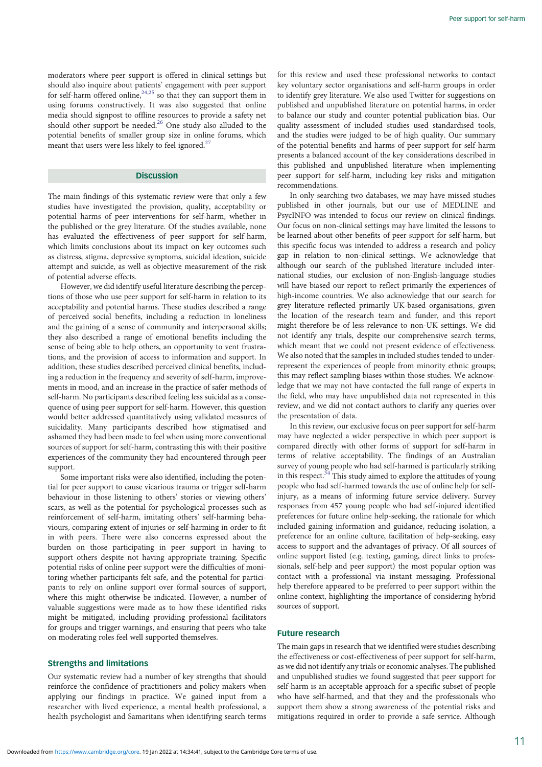moderators where peer support is offered in clinical settings but should also inquire about patients' engagement with peer support for self-harm offered online,[24,25] so that they can support them in using forums constructively. It was also suggested that online media should signpost to offline resources to provide a safety net should other support be needed.[26] One study also alluded to the potential benefits of smaller group size in online forums, which meant that users were less likely to feel ignored.[27]

## Discussion

The main findings of this systematic review were that only a few studies have investigated the provision, quality, acceptability or potential harms of peer interventions for self-harm, whether in the published or the grey literature. Of the studies available, none has evaluated the effectiveness of peer support for self-harm, which limits conclusions about its impact on key outcomes such as distress, stigma, depressive symptoms, suicidal ideation, suicide attempt and suicide, as well as objective measurement of the risk of potential adverse effects.

However, we did identify useful literature describing the perceptions of those who use peer support for self-harm in relation to its acceptability and potential harms. These studies described a range of perceived social benefits, including a reduction in loneliness and the gaining of a sense of community and interpersonal skills; they also described a range of emotional benefits including the sense of being able to help others, an opportunity to vent frustrations, and the provision of access to information and support. In addition, these studies described perceived clinical benefits, including a reduction in the frequency and severity of self-harm, improvements in mood, and an increase in the practice of safer methods of self-harm. No participants described feeling less suicidal as a consequence of using peer support for self-harm. However, this question would better addressed quantitatively using validated measures of suicidality. Many participants described how stigmatised and ashamed they had been made to feel when using more conventional sources of support for self-harm, contrasting this with their positive experiences of the community they had encountered through peer support.

Some important risks were also identified, including the potential for peer support to cause vicarious trauma or trigger self-harm behaviour in those listening to others' stories or viewing others' scars, as well as the potential for psychological processes such as reinforcement of self-harm, imitating others' self-harming behaviours, comparing extent of injuries or self-harming in order to fit in with peers. There were also concerns expressed about the burden on those participating in peer support in having to support others despite not having appropriate training. Specific potential risks of online peer support were the difficulties of monitoring whether participants felt safe, and the potential for participants to rely on online support over formal sources of support, where this might otherwise be indicated. However, a number of valuable suggestions were made as to how these identified risks might be mitigated, including providing professional facilitators for groups and trigger warnings, and ensuring that peers who take on moderating roles feel well supported themselves.

### Strengths and limitations

Our systematic review had a number of key strengths that should reinforce the confidence of practitioners and policy makers when applying our findings in practice. We gained input from a researcher with lived experience, a mental health professional, a health psychologist and Samaritans when identifying search terms for this review and used these professional networks to contact key voluntary sector organisations and self-harm groups in order to identify grey literature. We also used Twitter for suggestions on published and unpublished literature on potential harms, in order to balance our study and counter potential publication bias. Our quality assessment of included studies used standardised tools, and the studies were judged to be of high quality. Our summary of the potential benefits and harms of peer support for self-harm presents a balanced account of the key considerations described in this published and unpublished literature when implementing peer support for self-harm, including key risks and mitigation recommendations.

In only searching two databases, we may have missed studies published in other journals, but our use of MEDLINE and PsycINFO was intended to focus our review on clinical findings. Our focus on non-clinical settings may have limited the lessons to be learned about other benefits of peer support for self-harm, but this specific focus was intended to address a research and policy gap in relation to non-clinical settings. We acknowledge that although our search of the published literature included international studies, our exclusion of non-English-language studies will have biased our report to reflect primarily the experiences of high-income countries. We also acknowledge that our search for grey literature reflected primarily UK-based organisations, given the location of the research team and funder, and this report might therefore be of less relevance to non-UK settings. We did not identify any trials, despite our comprehensive search terms, which meant that we could not present evidence of effectiveness. We also noted that the samples in included studies tended to under-represent the experiences of people from minority ethnic groups; this may reflect sampling biases within those studies. We acknowledge that we may not have contacted the full range of experts in the field, who may have unpublished data not represented in this review, and we did not contact authors to clarify any queries over the presentation of data.

In this review, our exclusive focus on peer support for self-harm may have neglected a wider perspective in which peer support is compared directly with other forms of support for self-harm in terms of relative acceptability. The findings of an Australian survey of young people who had self-harmed is particularly striking in this respect.[34] This study aimed to explore the attitudes of young people who had self-harmed towards the use of online help for self-injury, as a means of informing future service delivery. Survey responses from 457 young people who had self-injured identified preferences for future online help-seeking, the rationale for which included gaining information and guidance, reducing isolation, a preference for an online culture, facilitation of help-seeking, easy access to support and the advantages of privacy. Of all sources of online support listed (e.g. texting, gaming, direct links to professionals, self-help and peer support) the most popular option was contact with a professional via instant messaging. Professional help therefore appeared to be preferred to peer support within the online context, highlighting the importance of considering hybrid sources of support.

### Future research

The main gaps in research that we identified were studies describing the effectiveness or cost-effectiveness of peer support for self-harm, as we did not identify any trials or economic analyses. The published and unpublished studies we found suggested that peer support for self-harm is an acceptable approach for a specific subset of people who have self-harmed, and that they and the professionals who support them show a strong awareness of the potential risks and mitigations required in order to provide a safe service. Although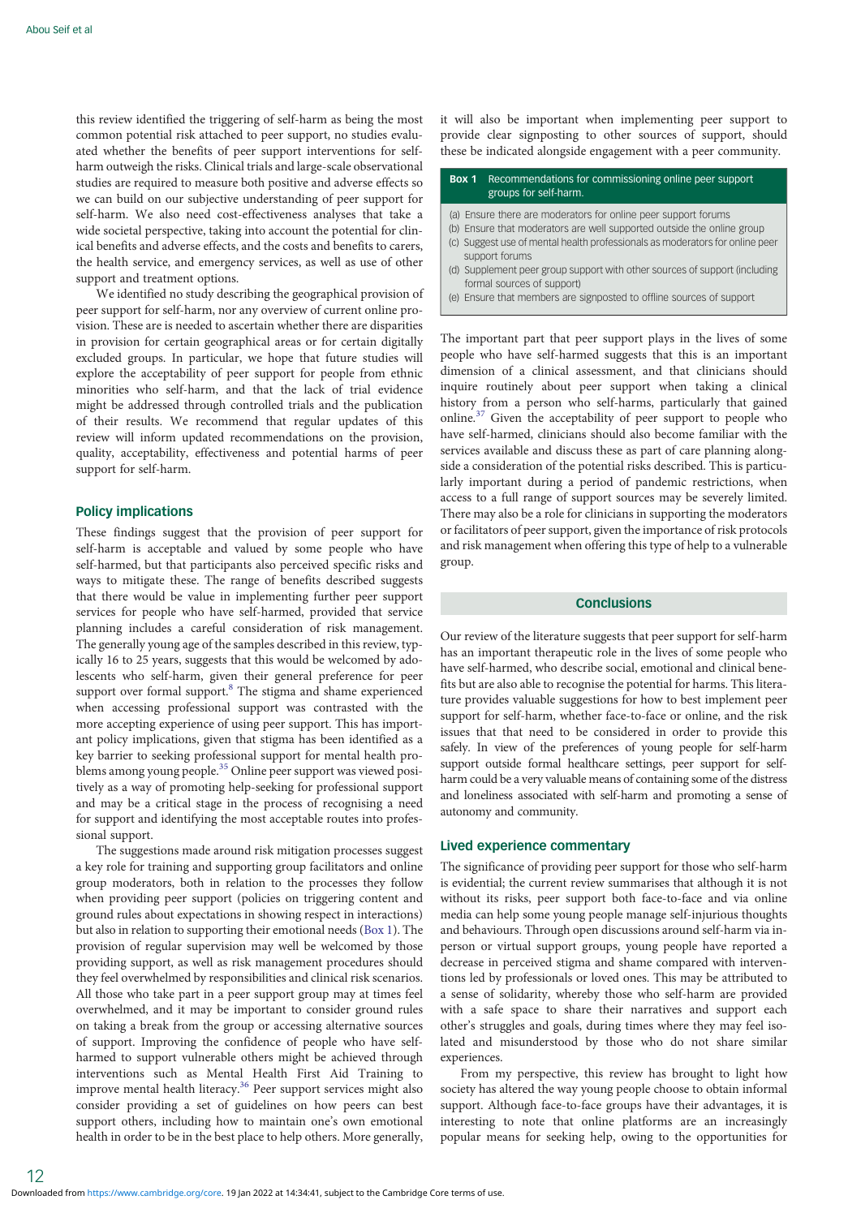this review identified the triggering of self-harm as being the most common potential risk attached to peer support, no studies evaluated whether the benefits of peer support interventions for self-harm outweigh the risks. Clinical trials and large-scale observational studies are required to measure both positive and adverse effects so we can build on our subjective understanding of peer support for self-harm. We also need cost-effectiveness analyses that take a wide societal perspective, taking into account the potential for clinical benefits and adverse effects, and the costs and benefits to carers, the health service, and emergency services, as well as use of other support and treatment options.

We identified no study describing the geographical provision of peer support for self-harm, nor any overview of current online provision. These are is needed to ascertain whether there are disparities in provision for certain geographical areas or for certain digitally excluded groups. In particular, we hope that future studies will explore the acceptability of peer support for people from ethnic minorities who self-harm, and that the lack of trial evidence might be addressed through controlled trials and the publication of their results. We recommend that regular updates of this review will inform updated recommendations on the provision, quality, acceptability, effectiveness and potential harms of peer support for self-harm.

## Policy implications

These findings suggest that the provision of peer support for self-harm is acceptable and valued by some people who have self-harmed, but that participants also perceived specific risks and ways to mitigate these. The range of benefits described suggests that there would be value in implementing further peer support services for people who have self-harmed, provided that service planning includes a careful consideration of risk management. The generally young age of the samples described in this review, typically 16 to 25 years, suggests that this would be welcomed by adolescents who self-harm, given their general preference for peer support over formal support.[8] The stigma and shame experienced when accessing professional support was contrasted with the more accepting experience of using peer support. This has important policy implications, given that stigma has been identified as a key barrier to seeking professional support for mental health problems among young people.[35] Online peer support was viewed positively as a way of promoting help-seeking for professional support and may be a critical stage in the process of recognising a need for support and identifying the most acceptable routes into professional support.

The suggestions made around risk mitigation processes suggest a key role for training and supporting group facilitators and online group moderators, both in relation to the processes they follow when providing peer support (policies on triggering content and ground rules about expectations in showing respect in interactions) but also in relation to supporting their emotional needs (Box 1). The provision of regular supervision may well be welcomed by those providing support, as well as risk management procedures should they feel overwhelmed by responsibilities and clinical risk scenarios. All those who take part in a peer support group may at times feel overwhelmed, and it may be important to consider ground rules on taking a break from the group or accessing alternative sources of support. Improving the confidence of people who have self-harmed to support vulnerable others might be achieved through interventions such as Mental Health First Aid Training to improve mental health literacy.[36] Peer support services might also consider providing a set of guidelines on how peers can best support others, including how to maintain one's own emotional health in order to be in the best place to help others. More generally, it will also be important when implementing peer support to provide clear signposting to other sources of support, should these be indicated alongside engagement with a peer community.

**Box 1** Recommendations for commissioning online peer support groups for self-harm.

(a) Ensure there are moderators for online peer support forums
(b) Ensure that moderators are well supported outside the online group
(c) Suggest use of mental health professionals as moderators for online peer support forums
(d) Supplement peer group support with other sources of support (including formal sources of support)
(e) Ensure that members are signposted to offline sources of support

The important part that peer support plays in the lives of some people who have self-harmed suggests that this is an important dimension of a clinical assessment, and that clinicians should inquire routinely about peer support when taking a clinical history from a person who self-harms, particularly that gained online.[37] Given the acceptability of peer support to people who have self-harmed, clinicians should also become familiar with the services available and discuss these as part of care planning alongside a consideration of the potential risks described. This is particularly important during a period of pandemic restrictions, when access to a full range of support sources may be severely limited. There may also be a role for clinicians in supporting the moderators or facilitators of peer support, given the importance of risk protocols and risk management when offering this type of help to a vulnerable group.

## Conclusions

Our review of the literature suggests that peer support for self-harm has an important therapeutic role in the lives of some people who have self-harmed, who describe social, emotional and clinical benefits but are also able to recognise the potential for harms. This literature provides valuable suggestions for how to best implement peer support for self-harm, whether face-to-face or online, and the risk issues that that need to be considered in order to provide this safely. In view of the preferences of young people for self-harm support outside formal healthcare settings, peer support for self-harm could be a very valuable means of containing some of the distress and loneliness associated with self-harm and promoting a sense of autonomy and community.

## Lived experience commentary

The significance of providing peer support for those who self-harm is evidential; the current review summarises that although it is not without its risks, peer support both face-to-face and via online media can help some young people manage self-injurious thoughts and behaviours. Through open discussions around self-harm via in-person or virtual support groups, young people have reported a decrease in perceived stigma and shame compared with interventions led by professionals or loved ones. This may be attributed to a sense of solidarity, whereby those who self-harm are provided with a safe space to share their narratives and support each other's struggles and goals, during times where they may feel isolated and misunderstood by those who do not share similar experiences.

From my perspective, this review has brought to light how society has altered the way young people choose to obtain informal support. Although face-to-face groups have their advantages, it is interesting to note that online platforms are an increasingly popular means for seeking help, owing to the opportunities for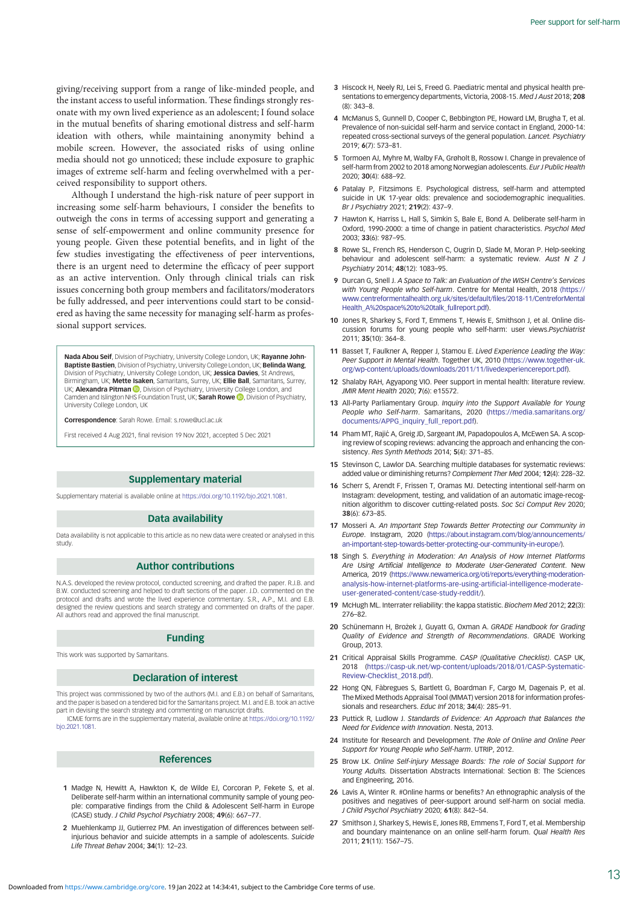giving/receiving support from a range of like-minded people, and the instant access to useful information. These findings strongly resonate with my own lived experience as an adolescent; I found solace in the mutual benefits of sharing emotional distress and self-harm ideation with others, while maintaining anonymity behind a mobile screen. However, the associated risks of using online media should not go unnoticed; these include exposure to graphic images of extreme self-harm and feeling overwhelmed with a perceived responsibility to support others.

Although I understand the high-risk nature of peer support in increasing some self-harm behaviours, I consider the benefits to outweigh the cons in terms of accessing support and generating a sense of self-empowerment and online community presence for young people. Given these potential benefits, and in light of the few studies investigating the effectiveness of peer interventions, there is an urgent need to determine the efficacy of peer support as an active intervention. Only through clinical trials can risk issues concerning both group members and facilitators/moderators be fully addressed, and peer interventions could start to be considered as having the same necessity for managing self-harm as professional support services.

**Nada Abou Seif**, Division of Psychiatry, University College London, UK; **Rayanne John-Baptiste Bastien**, Division of Psychiatry, University College London, UK; **Belinda Wang**, Division of Psychiatry, University College London, UK; **Jessica Davies**, St Andrews, Birmingham, UK; **Mette Isaken**, Samaritans, Surrey, UK; **Ellie Ball**, Samaritans, Surrey, UK; **Alexandra Pitman**, Division of Psychiatry, University College London, and Camden and Islington NHS Foundation Trust, UK; **Sarah Rowe**, Division of Psychiatry, University College London, UK

**Correspondence**: Sarah Rowe. Email: s.rowe@ucl.ac.uk

First received 4 Aug 2021, final revision 19 Nov 2021, accepted 5 Dec 2021

## Supplementary material

Supplementary material is available online at https://doi.org/10.1192/bjo.2021.1081.

## Data availability

Data availability is not applicable to this article as no new data were created or analysed in this study.

## Author contributions

N.A.S. developed the review protocol, conducted screening, and drafted the paper. R.J.B. and B.W. conducted screening and helped to draft sections of the paper. J.D. commented on the protocol and drafts and wrote the lived experience commentary. S.R., A.P., M.I. and E.B. designed the review questions and search strategy and commented on drafts of the paper. All authors read and approved the final manuscript.

## Funding

This work was supported by Samaritans.

## Declaration of interest

This project was commissioned by two of the authors (M.I. and E.B.) on behalf of Samaritans, and the paper is based on a tendered bid for the Samaritans project. M.I. and E.B. took an active part in devising the search strategy and commenting on manuscript drafts.

ICMJE forms are in the supplementary material, available online at https://doi.org/10.1192/bjo.2021.1081.

## References

1. Madge N, Hewitt A, Hawkton K, de Wilde EJ, Corcoran P, Fekete S, et al. Deliberate self-harm within an international community sample of young people: comparative findings from the Child & Adolescent Self-harm in Europe (CASE) study. *J Child Psychol Psychiatry* 2008; **49**(6): 667–77.
2. Muehlenkamp JJ, Gutierrez PM. An investigation of differences between self-injurious behavior and suicide attempts in a sample of adolescents. *Suicide Life Threat Behav* 2004; **34**(1): 12–23.
3. Hiscock H, Neely RJ, Lei S, Freed G. Paediatric mental and physical health presentations to emergency departments, Victoria, 2008-15. *Med J Aust* 2018; **208** (8): 343–8.
4. McManus S, Gunnell D, Cooper C, Bebbington PE, Howard LM, Brugha T, et al. Prevalence of non-suicidal self-harm and service contact in England, 2000-14: repeated cross-sectional surveys of the general population. *Lancet. Psychiatry* 2019; **6**(7): 573–81.
5. Tormoen AJ, Myhre M, Walby FA, Grøholt B, Rossow I. Change in prevalence of self-harm from 2002 to 2018 among Norwegian adolescents. *Eur J Public Health* 2020; **30**(4): 688–92.
6. Patalay P, Fitzsimons E. Psychological distress, self-harm and attempted suicide in UK 17-year olds: prevalence and sociodemographic inequalities. *Br J Psychiatry* 2021; **219**(2): 437–9.
7. Hawton K, Harriss L, Hall S, Simkin S, Bale E, Bond A. Deliberate self-harm in Oxford, 1990-2000: a time of change in patient characteristics. *Psychol Med* 2003; **33**(6): 987–95.
8. Rowe SL, French RS, Henderson C, Ougrin D, Slade M, Moran P. Help-seeking behaviour and adolescent self-harm: a systematic review. *Aust N Z J Psychiatry* 2014; **48**(12): 1083–95.
9. Durcan G, Snell J. *A Space to Talk: an Evaluation of the WISH Centre's Services with Young People who Self-harm*. Centre for Mental Health, 2018 (https://www.centreformentalhealth.org.uk/sites/default/files/2018-11/CentreforMentalHealth_A%20space%20to%20talk_fullreport.pdf).
10. Jones R, Sharkey S, Ford T, Emmens T, Hewis E, Smithson J, et al. Online discussion forums for young people who self-harm: user views.*Psychiatrist* 2011; **35**(10): 364–8.
11. Basset T, Faulkner A, Repper J, Stamou E. *Lived Experience Leading the Way: Peer Support in Mental Health*. Together UK, 2010 (https://www.together-uk.org/wp-content/uploads/downloads/2011/11/livedexperiencereport.pdf).
12. Shalaby RAH, Agyapong VIO. Peer support in mental health: literature review. *JMIR Ment Health* 2020; **7**(6): e15572.
13. All-Party Parliamentary Group. *Inquiry into the Support Available for Young People who Self-harm*. Samaritans, 2020 (https://media.samaritans.org/documents/APPG_inquiry_full_report.pdf).
14. Pham MT, Rajić A, Greig JD, Sargeant JM, Papadopoulos A, McEwen SA. A scoping review of scoping reviews: advancing the approach and enhancing the consistency. *Res Synth Methods* 2014; **5**(4): 371–85.
15. Stevinson C, Lawlor DA. Searching multiple databases for systematic reviews: added value or diminishing returns? *Complement Ther Med* 2004; **12**(4): 228–32.
16. Scherr S, Arendt F, Frissen T, Oramas MJ. Detecting intentional self-harm on Instagram: development, testing, and validation of an automatic image-recognition algorithm to discover cutting-related posts. *Soc Sci Comput Rev* 2020; **38**(6): 673–85.
17. Mosseri A. *An Important Step Towards Better Protecting our Community in Europe*. Instagram, 2020 (https://about.instagram.com/blog/announcements/an-important-step-towards-better-protecting-our-community-in-europe/).
18. Singh S. *Everything in Moderation: An Analysis of How Internet Platforms Are Using Artificial Intelligence to Moderate User-Generated Content*. New America, 2019 (https://www.newamerica.org/oti/reports/everything-moderation-analysis-how-internet-platforms-are-using-artificial-intelligence-moderate-user-generated-content/case-study-reddit/).
19. McHugh ML. Interrater reliability: the kappa statistic. *Biochem Med* 2012; **22**(3): 276–82.
20. Schünemann H, Brożek J, Guyatt G, Oxman A. *GRADE Handbook for Grading Quality of Evidence and Strength of Recommendations*. GRADE Working Group, 2013.
21. Critical Appraisal Skills Programme. *CASP (Qualitative Checklist)*. CASP UK, 2018 (https://casp-uk.net/wp-content/uploads/2018/01/CASP-Systematic-Review-Checklist_2018.pdf).
22. Hong QN, Fàbregues S, Bartlett G, Boardman F, Cargo M, Dagenais P, et al. The Mixed Methods Appraisal Tool (MMAT) version 2018 for information professionals and researchers. *Educ Inf* 2018; **34**(4): 285–91.
23. Puttick R, Ludlow J. *Standards of Evidence: An Approach that Balances the Need for Evidence with Innovation*. Nesta, 2013.
24. Institute for Research and Development. *The Role of Online and Online Peer Support for Young People who Self-harm*. UTRIP, 2012.
25. Brow LK. *Online Self-injury Message Boards: The role of Social Support for Young Adults.* Dissertation Abstracts International: Section B: The Sciences and Engineering, 2016.
26. Lavis A, Winter R. #Online harms or benefits? An ethnographic analysis of the positives and negatives of peer-support around self-harm on social media. *J Child Psychol Psychiatry* 2020; **61**(8): 842–54.
27. Smithson J, Sharkey S, Hewis E, Jones RB, Emmens T, Ford T, et al. Membership and boundary maintenance on an online self-harm forum. *Qual Health Res* 2011; **21**(11): 1567–75.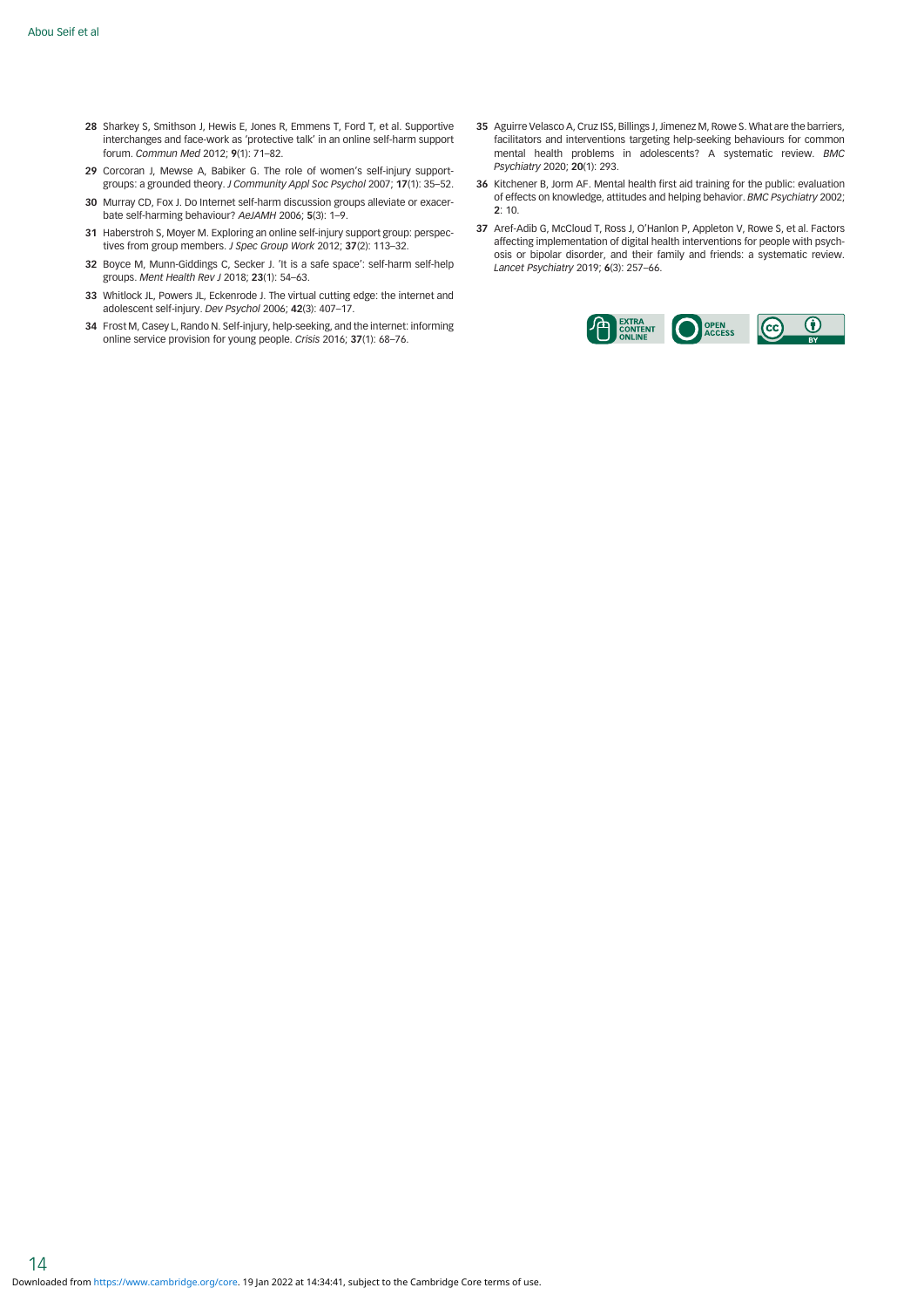28 Sharkey S, Smithson J, Hewis E, Jones R, Emmens T, Ford T, et al. Supportive interchanges and face-work as 'protective talk' in an online self-harm support forum. *Commun Med* 2012; **9**(1): 71–82.

29 Corcoran J, Mewse A, Babiker G. The role of women's self-injury support-groups: a grounded theory. *J Community Appl Soc Psychol* 2007; **17**(1): 35–52.

30 Murray CD, Fox J. Do Internet self-harm discussion groups alleviate or exacerbate self-harming behaviour? *AeJAMH* 2006; **5**(3): 1–9.

31 Haberstroh S, Moyer M. Exploring an online self-injury support group: perspectives from group members. *J Spec Group Work* 2012; **37**(2): 113–32.

32 Boyce M, Munn-Giddings C, Secker J. 'It is a safe space': self-harm self-help groups. *Ment Health Rev J* 2018; **23**(1): 54–63.

33 Whitlock JL, Powers JL, Eckenrode J. The virtual cutting edge: the internet and adolescent self-injury. *Dev Psychol* 2006; **42**(3): 407–17.

34 Frost M, Casey L, Rando N. Self-injury, help-seeking, and the internet: informing online service provision for young people. *Crisis* 2016; **37**(1): 68–76.

35 Aguirre Velasco A, Cruz ISS, Billings J, Jimenez M, Rowe S. What are the barriers, facilitators and interventions targeting help-seeking behaviours for common mental health problems in adolescents? A systematic review. *BMC Psychiatry* 2020; **20**(1): 293.

36 Kitchener B, Jorm AF. Mental health first aid training for the public: evaluation of effects on knowledge, attitudes and helping behavior. *BMC Psychiatry* 2002; **2**: 10.

37 Aref-Adib G, McCloud T, Ross J, O'Hanlon P, Appleton V, Rowe S, et al. Factors affecting implementation of digital health interventions for people with psychosis or bipolar disorder, and their family and friends: a systematic review. *Lancet Psychiatry* 2019; **6**(3): 257–66.